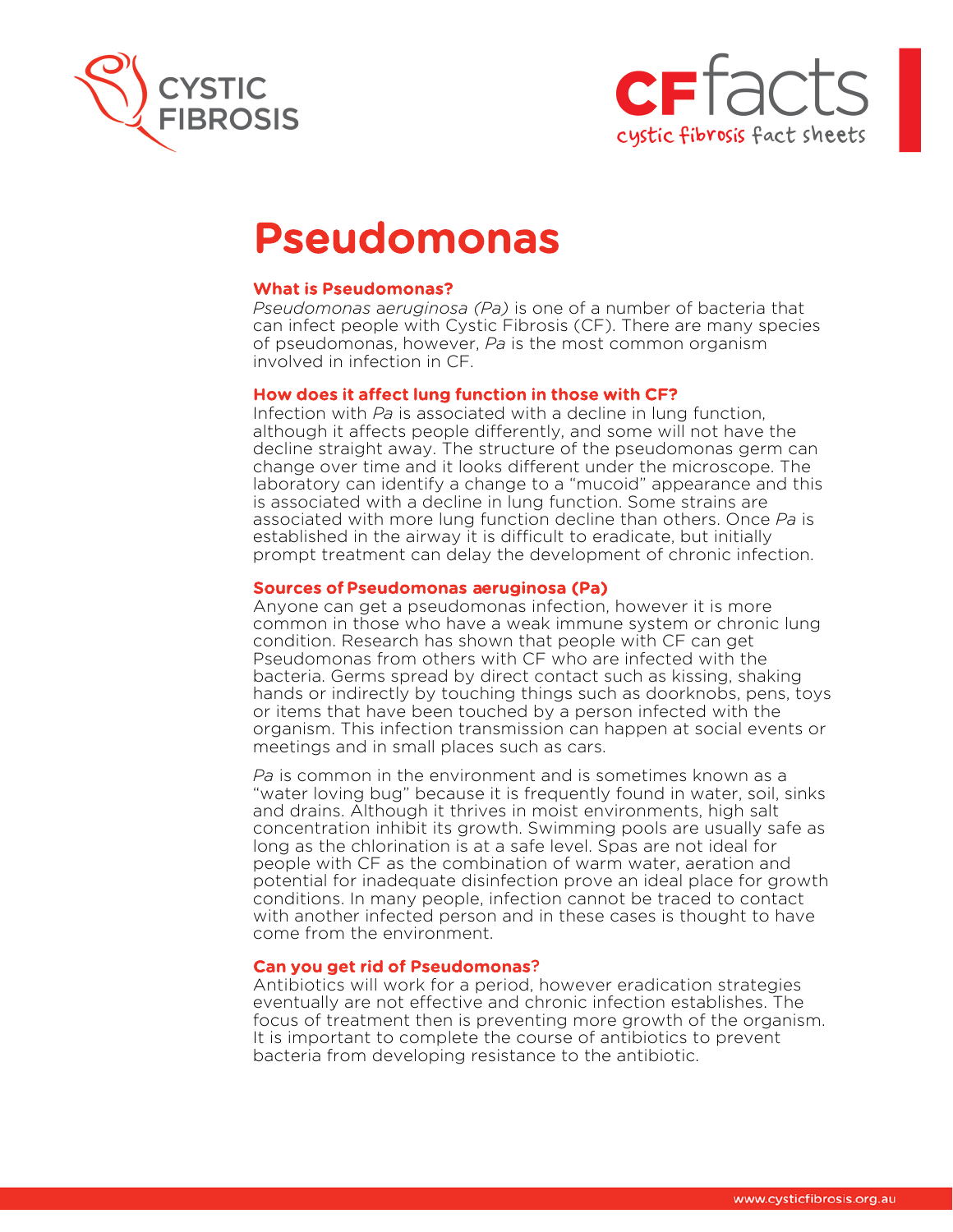# Pseudomonas

### What is Pseudomonas?

*Pseudomonas* aeruginosa *(Pa)* is one of a number of bacteria that can infect people with Cystic Fibrosis (CF). There are many species of pseudomonas, however, *Pa* is the most common organism involved in infection in CF.

### How does it affect lung function in those with CF?

Infection with *Pa* is associated with a decline in lung function, although it affects people differently, and some will not have the decline straight away. The structure of the pseudomonas germ can change over time and it looks different under the microscope. The laboratory can identify a change to a "mucoid" appearance and this is associated with a decline in lung function. Some strains are associated with more lung function decline than others. Once *Pa* is established in the airway it is difficult to eradicate, but initially prompt treatment can delay the development of chronic infection.

### Sources of Pseudomonas aeruginosa (Pa)

Anyone can get a pseudomonas infection, however it is more common in those who have a weak immune system or chronic lung condition. Research has shown that people with CF can get Pseudomonas from others with CF who are infected with the bacteria. Germs spread by direct contact such as kissing, shaking hands or indirectly by touching things such as doorknobs, pens, toys or items that have been touched by a person infected with the organism. This infection transmission can happen at social events or meetings and in small places such as cars.

*Pa* is common in the environment and is sometimes known as a "water loving bug" because it is frequently found in water, soil, sinks and drains. Although it thrives in moist environments, high salt concentration inhibit its growth. Swimming pools are usually safe as long as the chlorination is at a safe level. Spas are not ideal for people with CF as the combination of warm water, aeration and potential for inadequate disinfection prove an ideal place for growth conditions. In many people, infection cannot be traced to contact with another infected person and in these cases is thought to have come from the environment.

### Can you get rid of Pseudomonas?

Antibiotics will work for a period, however eradication strategies eventually are not effective and chronic infection establishes. The focus of treatment then is preventing more growth of the organism. It is important to complete the course of antibiotics to prevent bacteria from developing resistance to the antibiotic.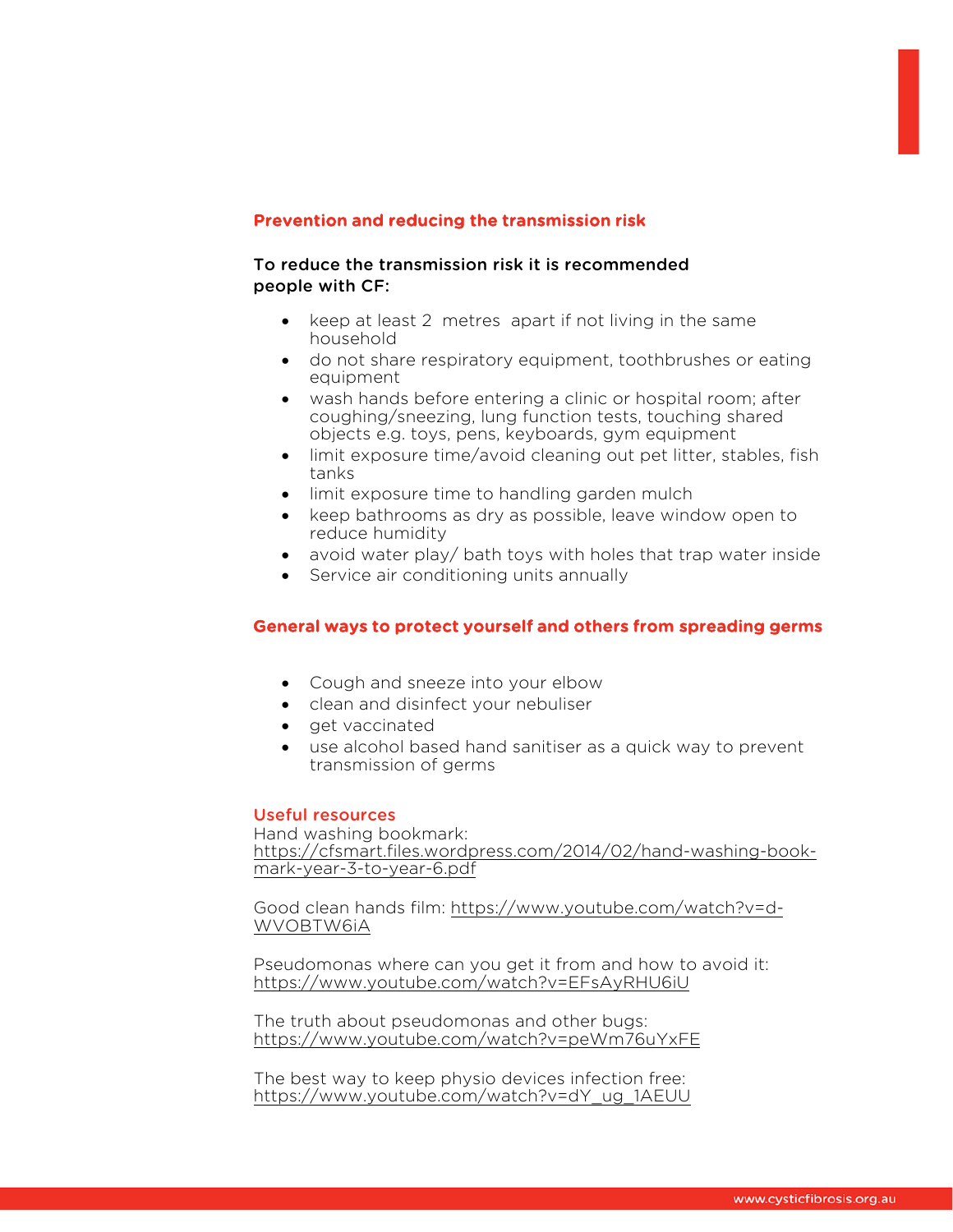## Prevention and reducing the transmission risk

**To reduce the transmission risk it is recommended people with CF:**

- keep at least 2 metres apart if not living in the same household
- do not share respiratory equipment, toothbrushes or eating equipment
- wash hands before entering a clinic or hospital room; after coughing/sneezing, lung function tests, touching shared objects e.g. toys, pens, keyboards, gym equipment
- limit exposure time/avoid cleaning out pet litter, stables, fish tanks
- limit exposure time to handling garden mulch
- keep bathrooms as dry as possible, leave window open to reduce humidity
- avoid water play/ bath toys with holes that trap water inside
- Service air conditioning units annually

## General ways to protect yourself and others from spreading germs

- Cough and sneeze into your elbow
- clean and disinfect your nebuliser
- get vaccinated
- use alcohol based hand sanitiser as a quick way to prevent transmission of germs

### Useful resources

Hand washing bookmark:
https://cfsmart.files.wordpress.com/2014/02/hand-washing-book-mark-year-3-to-year-6.pdf

Good clean hands film: https://www.youtube.com/watch?v=d-WVOBTW6iA

Pseudomonas where can you get it from and how to avoid it:
https://www.youtube.com/watch?v=EFsAyRHU6iU

The truth about pseudomonas and other bugs:
https://www.youtube.com/watch?v=peWm76uYxFE

The best way to keep physio devices infection free:
https://www.youtube.com/watch?v=dY_ug_1AEUU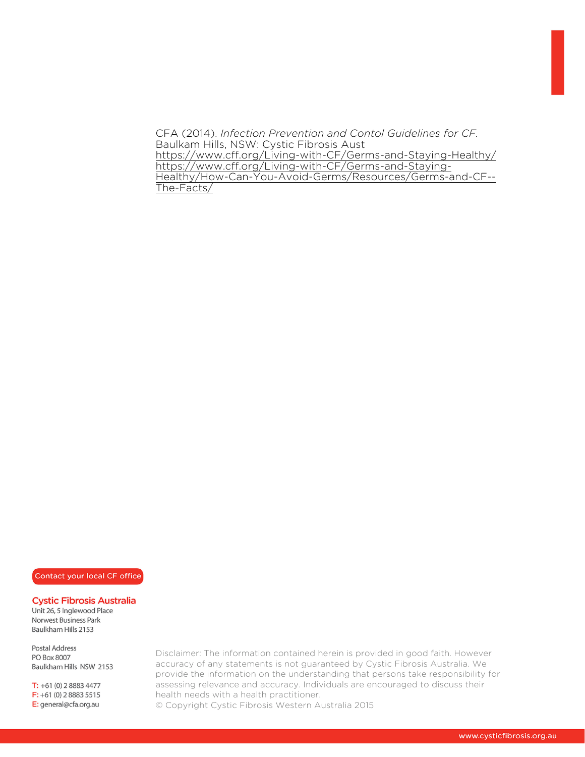CFA (2014). *Infection Prevention and Contol Guidelines for CF*. Baulkam Hills, NSW: Cystic Fibrosis Aust

https://www.cff.org/Living-with-CF/Germs-and-Staying-Healthy/

https://www.cff.org/Living-with-CF/Germs-and-Staying-Healthy/How-Can-You-Avoid-Germs/Resources/Germs-and-CF--The-Facts/

Contact your local CF office

**Cystic Fibrosis Australia**
Unit 26, 5 Inglewood Place
Norwest Business Park
Baulkham Hills 2153

Postal Address
PO Box 8007
Baulkham Hills NSW 2153

T: +61 (0) 2 8883 4477
F: +61 (0) 2 8883 5515
E: general@cfa.org.au

Disclaimer: The information contained herein is provided in good faith. However accuracy of any statements is not guaranteed by Cystic Fibrosis Australia. We provide the information on the understanding that persons take responsibility for assessing relevance and accuracy. Individuals are encouraged to discuss their health needs with a health practitioner.
© Copyright Cystic Fibrosis Western Australia 2015

www.cysticfibrosis.org.au